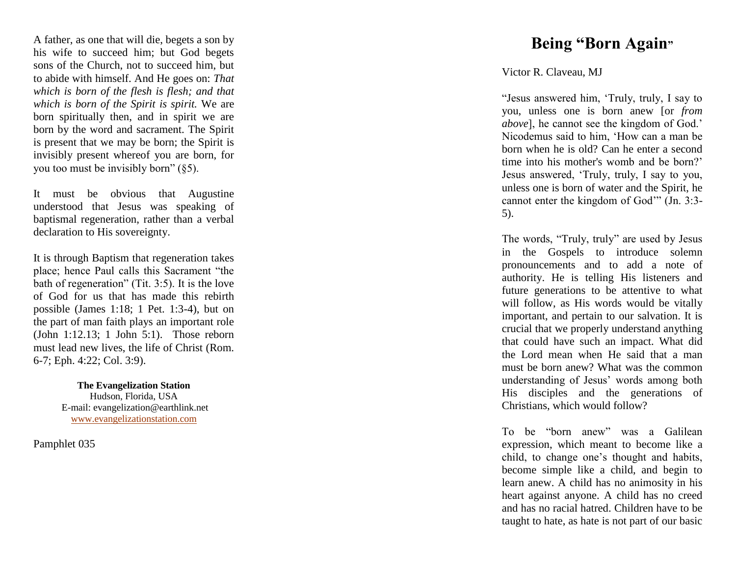A father, as one that will die, begets a son by his wife to succeed him; but God begets sons of the Church, not to succeed him, but to abide with himself. And He goes on: *That which is born of the flesh is flesh; and that which is born of the Spirit is spirit.* We are born spiritually then, and in spirit we are born by the word and sacrament. The Spirit is present that we may be born; the Spirit is invisibly present whereof you are born, for you too must be invisibly born" (§5).

It must be obvious that Augustine understood that Jesus was speaking of baptismal regeneration, rather than a verbal declaration to His sovereignty.

It is through Baptism that regeneration takes place; hence Paul calls this Sacrament "the bath of regeneration" (Tit. 3:5). It is the love of God for us that has made this rebirth possible (James 1:18; 1 Pet. 1:3-4), but on the part of man faith plays an important role (John 1:12.13; 1 John 5:1). Those reborn must lead new lives, the life of Christ (Rom. 6-7; Eph. 4:22; Col. 3:9).

**The Evangelization Station**
Hudson, Florida, USA
E-mail: evangelization@earthlink.net
www.evangelizationstation.com

Pamphlet 035

# Being "Born Again"

Victor R. Claveau, MJ

"Jesus answered him, 'Truly, truly, I say to you, unless one is born anew [or *from above*], he cannot see the kingdom of God.' Nicodemus said to him, 'How can a man be born when he is old? Can he enter a second time into his mother's womb and be born?' Jesus answered, 'Truly, truly, I say to you, unless one is born of water and the Spirit, he cannot enter the kingdom of God'" (Jn. 3:3-5).

The words, "Truly, truly" are used by Jesus in the Gospels to introduce solemn pronouncements and to add a note of authority. He is telling His listeners and future generations to be attentive to what will follow, as His words would be vitally important, and pertain to our salvation. It is crucial that we properly understand anything that could have such an impact. What did the Lord mean when He said that a man must be born anew? What was the common understanding of Jesus' words among both His disciples and the generations of Christians, which would follow?

To be "born anew" was a Galilean expression, which meant to become like a child, to change one's thought and habits, become simple like a child, and begin to learn anew. A child has no animosity in his heart against anyone. A child has no creed and has no racial hatred. Children have to be taught to hate, as hate is not part of our basic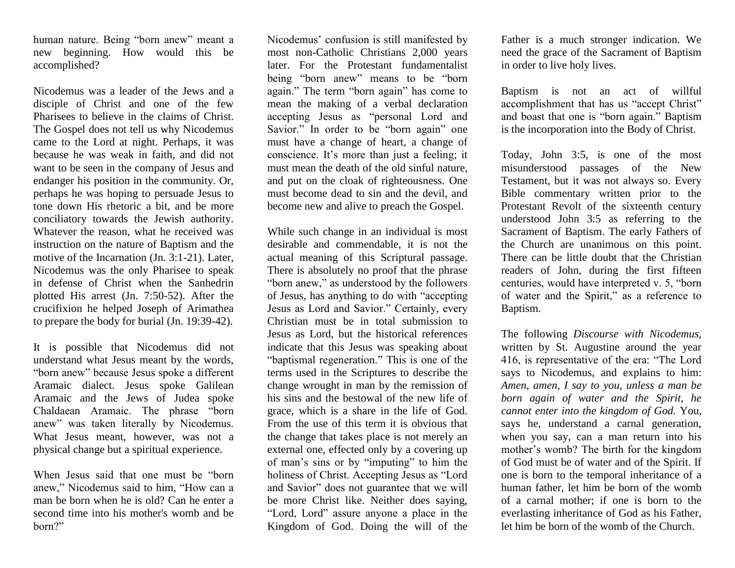human nature. Being "born anew" meant a new beginning. How would this be accomplished?

Nicodemus was a leader of the Jews and a disciple of Christ and one of the few Pharisees to believe in the claims of Christ. The Gospel does not tell us why Nicodemus came to the Lord at night. Perhaps, it was because he was weak in faith, and did not want to be seen in the company of Jesus and endanger his position in the community. Or, perhaps he was hoping to persuade Jesus to tone down His rhetoric a bit, and be more conciliatory towards the Jewish authority. Whatever the reason, what he received was instruction on the nature of Baptism and the motive of the Incarnation (Jn. 3:1-21). Later, Nicodemus was the only Pharisee to speak in defense of Christ when the Sanhedrin plotted His arrest (Jn. 7:50-52). After the crucifixion he helped Joseph of Arimathea to prepare the body for burial (Jn. 19:39-42).

It is possible that Nicodemus did not understand what Jesus meant by the words, "born anew" because Jesus spoke a different Aramaic dialect. Jesus spoke Galilean Aramaic and the Jews of Judea spoke Chaldaean Aramaic. The phrase "born anew" was taken literally by Nicodemus. What Jesus meant, however, was not a physical change but a spiritual experience.

When Jesus said that one must be "born anew," Nicodemus said to him, "How can a man be born when he is old? Can he enter a second time into his mother's womb and be born?"

Nicodemus' confusion is still manifested by most non-Catholic Christians 2,000 years later. For the Protestant fundamentalist being "born anew" means to be "born again." The term "born again" has come to mean the making of a verbal declaration accepting Jesus as "personal Lord and Savior." In order to be "born again" one must have a change of heart, a change of conscience. It's more than just a feeling; it must mean the death of the old sinful nature, and put on the cloak of righteousness. One must become dead to sin and the devil, and become new and alive to preach the Gospel.

While such change in an individual is most desirable and commendable, it is not the actual meaning of this Scriptural passage. There is absolutely no proof that the phrase "born anew," as understood by the followers of Jesus, has anything to do with "accepting Jesus as Lord and Savior." Certainly, every Christian must be in total submission to Jesus as Lord, but the historical references indicate that this Jesus was speaking about "baptismal regeneration." This is one of the terms used in the Scriptures to describe the change wrought in man by the remission of his sins and the bestowal of the new life of grace, which is a share in the life of God. From the use of this term it is obvious that the change that takes place is not merely an external one, effected only by a covering up of man's sins or by "imputing" to him the holiness of Christ. Accepting Jesus as "Lord and Savior" does not guarantee that we will be more Christ like. Neither does saying, "Lord, Lord" assure anyone a place in the Kingdom of God. Doing the will of the Father is a much stronger indication. We need the grace of the Sacrament of Baptism in order to live holy lives.

Baptism is not an act of willful accomplishment that has us "accept Christ" and boast that one is "born again." Baptism is the incorporation into the Body of Christ.

Today, John 3:5, is one of the most misunderstood passages of the New Testament, but it was not always so. Every Bible commentary written prior to the Protestant Revolt of the sixteenth century understood John 3:5 as referring to the Sacrament of Baptism. The early Fathers of the Church are unanimous on this point. There can be little doubt that the Christian readers of John, during the first fifteen centuries, would have interpreted v. 5, "born of water and the Spirit," as a reference to Baptism.

The following *Discourse with Nicodemus,* written by St. Augustine around the year 416, is representative of the era: "The Lord says to Nicodemus, and explains to him: *Amen, amen, I say to you, unless a man be born again of water and the Spirit, he cannot enter into the kingdom of God.* You, says he, understand a carnal generation, when you say, can a man return into his mother's womb? The birth for the kingdom of God must be of water and of the Spirit. If one is born to the temporal inheritance of a human father, let him be born of the womb of a carnal mother; if one is born to the everlasting inheritance of God as his Father, let him be born of the womb of the Church.